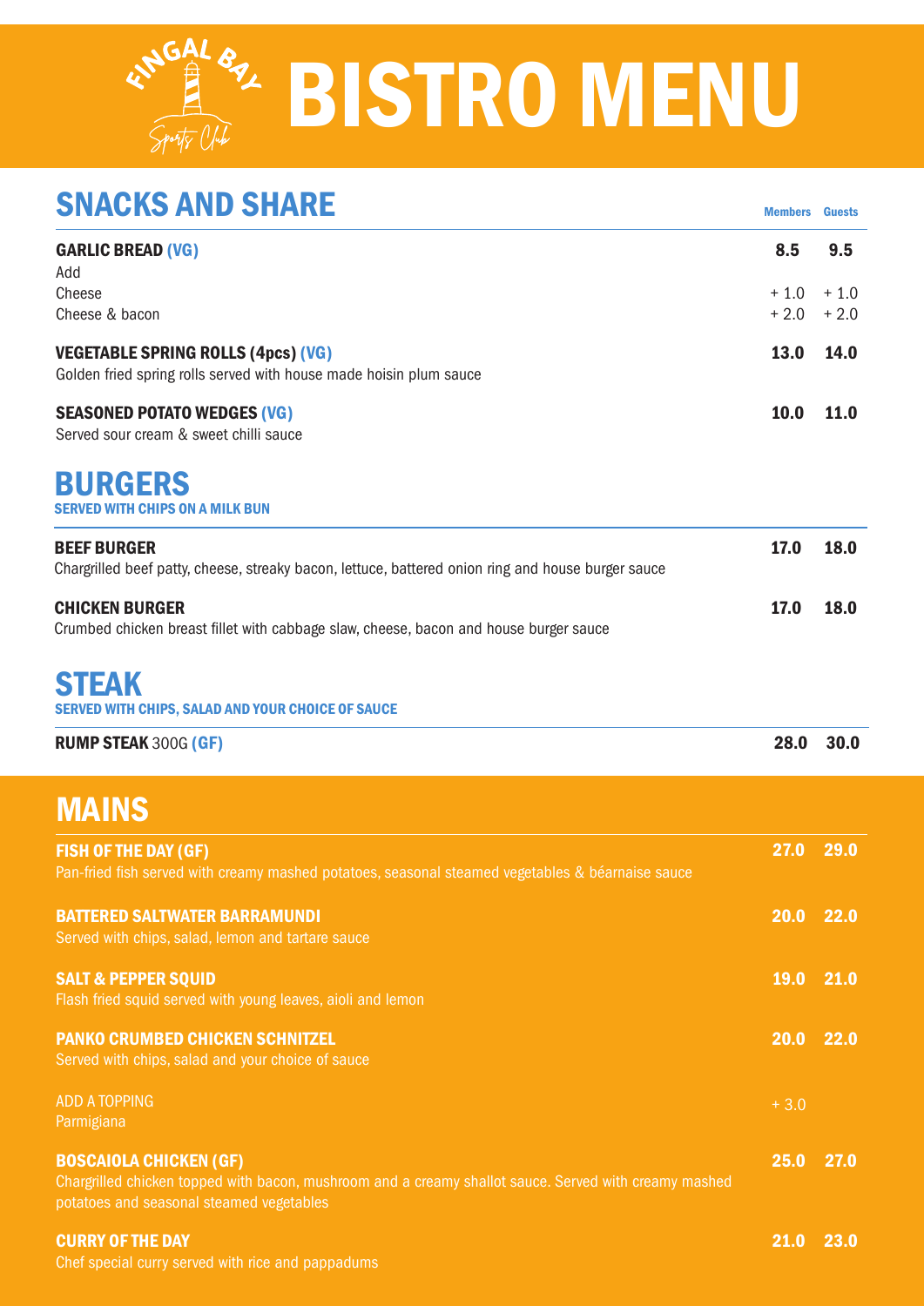# FINGAL BAY Sports Club BISTRO MENU

## SNACKS AND SHARE

| | Members | Guests |
|---|---|---|
| **GARLIC BREAD (VG)** | **8.5** | **9.5** |
| Add | | |
| Cheese | + 1.0 | + 1.0 |
| Cheese & bacon | + 2.0 | + 2.0 |
| **VEGETABLE SPRING ROLLS (4pcs) (VG)**<br>Golden fried spring rolls served with house made hoisin plum sauce | **13.0** | **14.0** |
| **SEASONED POTATO WEDGES (VG)**<br>Served sour cream & sweet chilli sauce | **10.0** | **11.0** |

## BURGERS

SERVED WITH CHIPS ON A MILK BUN

| | Members | Guests |
|---|---|---|
| **BEEF BURGER**<br>Chargrilled beef patty, cheese, streaky bacon, lettuce, battered onion ring and house burger sauce | **17.0** | **18.0** |
| **CHICKEN BURGER**<br>Crumbed chicken breast fillet with cabbage slaw, cheese, bacon and house burger sauce | **17.0** | **18.0** |

## STEAK

SERVED WITH CHIPS, SALAD AND YOUR CHOICE OF SAUCE

| | Members | Guests |
|---|---|---|
| **RUMP STEAK** 300G **(GF)** | **28.0** | **30.0** |

## MAINS

| | Members | Guests |
|---|---|---|
| **FISH OF THE DAY (GF)**<br>Pan-fried fish served with creamy mashed potatoes, seasonal steamed vegetables & béarnaise sauce | **27.0** | **29.0** |
| **BATTERED SALTWATER BARRAMUNDI**<br>Served with chips, salad, lemon and tartare sauce | **20.0** | **22.0** |
| **SALT & PEPPER SQUID**<br>Flash fried squid served with young leaves, aioli and lemon | **19.0** | **21.0** |
| **PANKO CRUMBED CHICKEN SCHNITZEL**<br>Served with chips, salad and your choice of sauce | **20.0** | **22.0** |
| ADD A TOPPING<br>Parmigiana | + 3.0 | |
| **BOSCAIOLA CHICKEN (GF)**<br>Chargrilled chicken topped with bacon, mushroom and a creamy shallot sauce. Served with creamy mashed potatoes and seasonal steamed vegetables | **25.0** | **27.0** |
| **CURRY OF THE DAY**<br>Chef special curry served with rice and pappadums | **21.0** | **23.0** |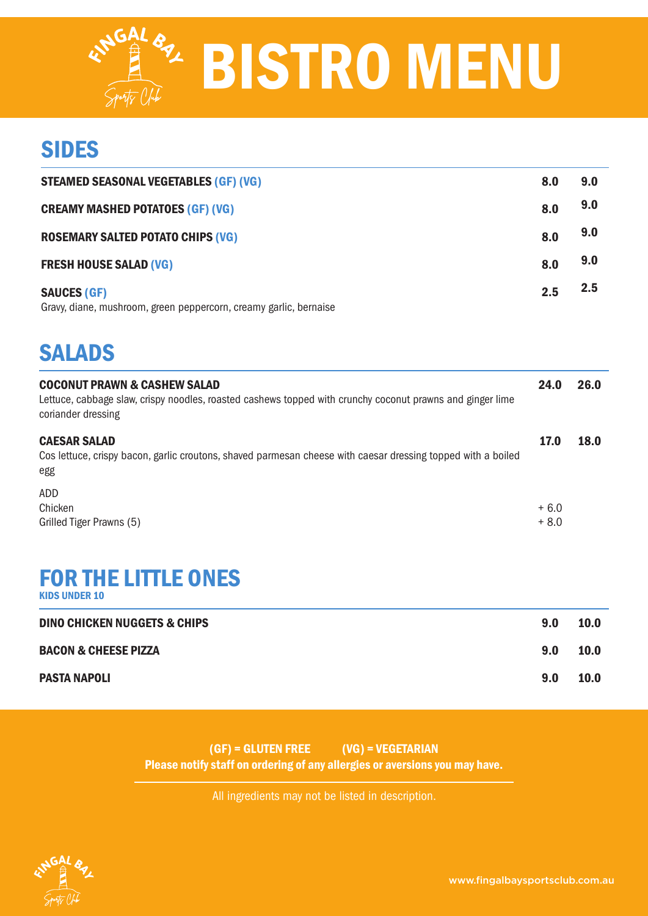# BISTRO MENU

## SIDES

| | | |
|---|---|---|
| **STEAMED SEASONAL VEGETABLES (GF) (VG)** | **8.0** | **9.0** |
| **CREAMY MASHED POTATOES (GF) (VG)** | **8.0** | **9.0** |
| **ROSEMARY SALTED POTATO CHIPS (VG)** | **8.0** | **9.0** |
| **FRESH HOUSE SALAD (VG)** | **8.0** | **9.0** |
| **SAUCES (GF)**<br>Gravy, diane, mushroom, green peppercorn, creamy garlic, bernaise | **2.5** | **2.5** |

## SALADS

| | | |
|---|---|---|
| **COCONUT PRAWN & CASHEW SALAD**<br>Lettuce, cabbage slaw, crispy noodles, roasted cashews topped with crunchy coconut prawns and ginger lime coriander dressing | **24.0** | **26.0** |
| **CAESAR SALAD**<br>Cos lettuce, crispy bacon, garlic croutons, shaved parmesan cheese with caesar dressing topped with a boiled egg | **17.0** | **18.0** |
| ADD | | |
| Chicken | + 6.0 | |
| Grilled Tiger Prawns (5) | + 8.0 | |

## FOR THE LITTLE ONES

**KIDS UNDER 10**

| | | |
|---|---|---|
| **DINO CHICKEN NUGGETS & CHIPS** | **9.0** | **10.0** |
| **BACON & CHEESE PIZZA** | **9.0** | **10.0** |
| **PASTA NAPOLI** | **9.0** | **10.0** |

**(GF) = GLUTEN FREE (VG) = VEGETARIAN**

**Please notify staff on ordering of any allergies or aversions you may have.**

All ingredients may not be listed in description.

www.fingalbaysportsclub.com.au